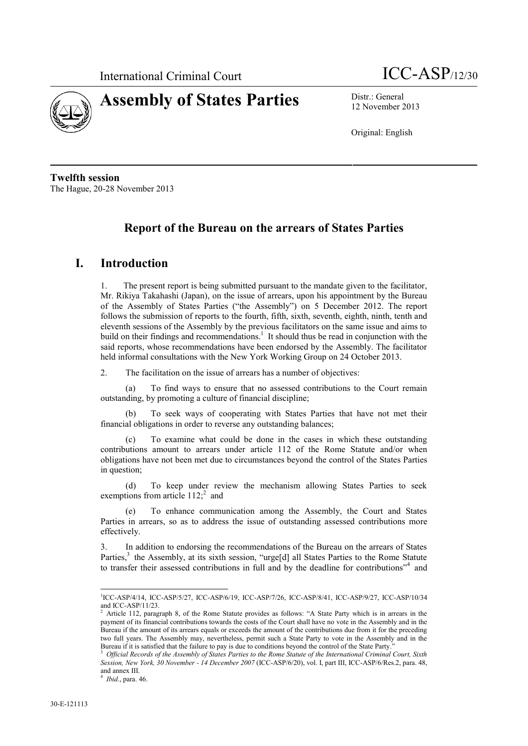International Criminal Court ICC-ASP/12/30

# Assembly of States Parties

Distr.: General
12 November 2013

Original: English

**Twelfth session**
The Hague, 20-28 November 2013

## Report of the Bureau on the arrears of States Parties

## I. Introduction

1. The present report is being submitted pursuant to the mandate given to the facilitator, Mr. Rikiya Takahashi (Japan), on the issue of arrears, upon his appointment by the Bureau of the Assembly of States Parties ("the Assembly") on 5 December 2012. The report follows the submission of reports to the fourth, fifth, sixth, seventh, eighth, ninth, tenth and eleventh sessions of the Assembly by the previous facilitators on the same issue and aims to build on their findings and recommendations.[1] It should thus be read in conjunction with the said reports, whose recommendations have been endorsed by the Assembly. The facilitator held informal consultations with the New York Working Group on 24 October 2013.

2. The facilitation on the issue of arrears has a number of objectives:

(a) To find ways to ensure that no assessed contributions to the Court remain outstanding, by promoting a culture of financial discipline;

(b) To seek ways of cooperating with States Parties that have not met their financial obligations in order to reverse any outstanding balances;

(c) To examine what could be done in the cases in which these outstanding contributions amount to arrears under article 112 of the Rome Statute and/or when obligations have not been met due to circumstances beyond the control of the States Parties in question;

(d) To keep under review the mechanism allowing States Parties to seek exemptions from article 112;[2] and

(e) To enhance communication among the Assembly, the Court and States Parties in arrears, so as to address the issue of outstanding assessed contributions more effectively.

3. In addition to endorsing the recommendations of the Bureau on the arrears of States Parties,[3] the Assembly, at its sixth session, "urge[d] all States Parties to the Rome Statute to transfer their assessed contributions in full and by the deadline for contributions"[4] and

---

[1] ICC-ASP/4/14, ICC-ASP/5/27, ICC-ASP/6/19, ICC-ASP/7/26, ICC-ASP/8/41, ICC-ASP/9/27, ICC-ASP/10/34 and ICC-ASP/11/23.

[2] Article 112, paragraph 8, of the Rome Statute provides as follows: "A State Party which is in arrears in the payment of its financial contributions towards the costs of the Court shall have no vote in the Assembly and in the Bureau if the amount of its arrears equals or exceeds the amount of the contributions due from it for the preceding two full years. The Assembly may, nevertheless, permit such a State Party to vote in the Assembly and in the Bureau if it is satisfied that the failure to pay is due to conditions beyond the control of the State Party."

[3] *Official Records of the Assembly of States Parties to the Rome Statute of the International Criminal Court, Sixth Session, New York, 30 November - 14 December 2007* (ICC-ASP/6/20), vol. I, part III, ICC-ASP/6/Res.2, para. 48, and annex III.

[4] *Ibid*., para. 46.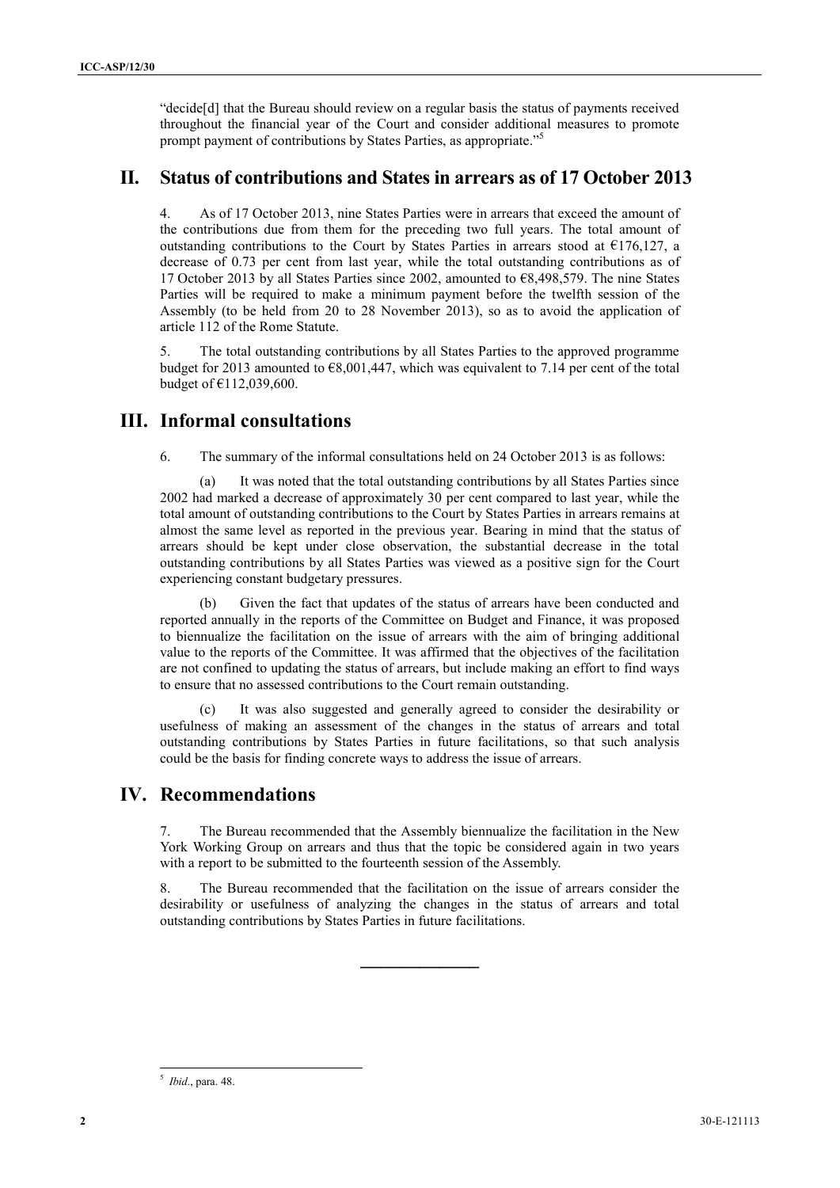"decide[d] that the Bureau should review on a regular basis the status of payments received throughout the financial year of the Court and consider additional measures to promote prompt payment of contributions by States Parties, as appropriate."[5]

## II. Status of contributions and States in arrears as of 17 October 2013

4. As of 17 October 2013, nine States Parties were in arrears that exceed the amount of the contributions due from them for the preceding two full years. The total amount of outstanding contributions to the Court by States Parties in arrears stood at €176,127, a decrease of 0.73 per cent from last year, while the total outstanding contributions as of 17 October 2013 by all States Parties since 2002, amounted to €8,498,579. The nine States Parties will be required to make a minimum payment before the twelfth session of the Assembly (to be held from 20 to 28 November 2013), so as to avoid the application of article 112 of the Rome Statute.

5. The total outstanding contributions by all States Parties to the approved programme budget for 2013 amounted to €8,001,447, which was equivalent to 7.14 per cent of the total budget of €112,039,600.

## III. Informal consultations

6. The summary of the informal consultations held on 24 October 2013 is as follows:

(a) It was noted that the total outstanding contributions by all States Parties since 2002 had marked a decrease of approximately 30 per cent compared to last year, while the total amount of outstanding contributions to the Court by States Parties in arrears remains at almost the same level as reported in the previous year. Bearing in mind that the status of arrears should be kept under close observation, the substantial decrease in the total outstanding contributions by all States Parties was viewed as a positive sign for the Court experiencing constant budgetary pressures.

(b) Given the fact that updates of the status of arrears have been conducted and reported annually in the reports of the Committee on Budget and Finance, it was proposed to biennualize the facilitation on the issue of arrears with the aim of bringing additional value to the reports of the Committee. It was affirmed that the objectives of the facilitation are not confined to updating the status of arrears, but include making an effort to find ways to ensure that no assessed contributions to the Court remain outstanding.

(c) It was also suggested and generally agreed to consider the desirability or usefulness of making an assessment of the changes in the status of arrears and total outstanding contributions by States Parties in future facilitations, so that such analysis could be the basis for finding concrete ways to address the issue of arrears.

## IV. Recommendations

7. The Bureau recommended that the Assembly biennualize the facilitation in the New York Working Group on arrears and thus that the topic be considered again in two years with a report to be submitted to the fourteenth session of the Assembly.

8. The Bureau recommended that the facilitation on the issue of arrears consider the desirability or usefulness of analyzing the changes in the status of arrears and total outstanding contributions by States Parties in future facilitations.

---

[5] *Ibid*., para. 48.